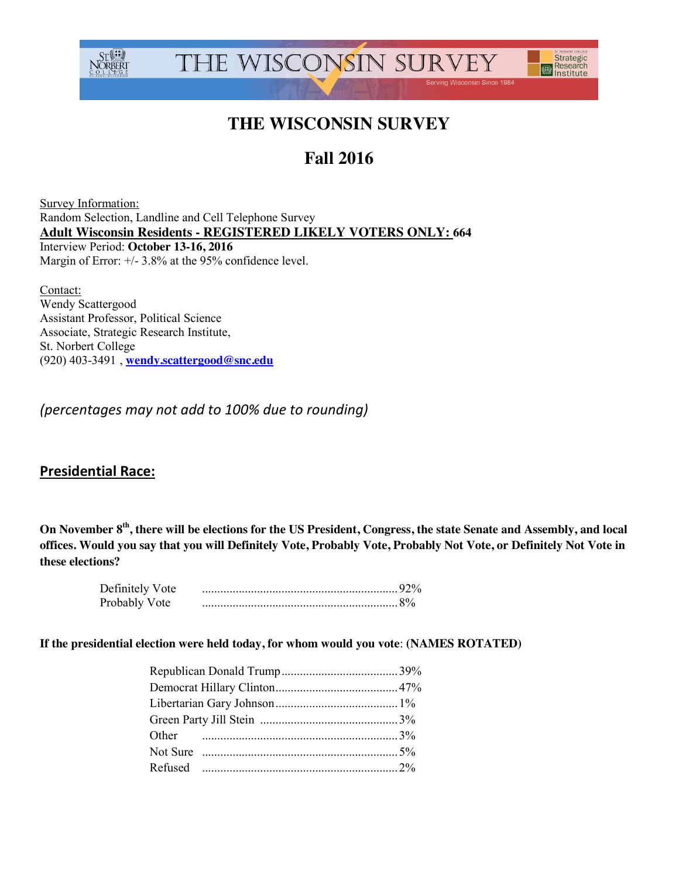# THE WISCONSIN SURVEY

## Fall 2016

Survey Information:
Random Selection, Landline and Cell Telephone Survey
**Adult Wisconsin Residents - REGISTERED LIKELY VOTERS ONLY: 664**
Interview Period: **October 13-16, 2016**
Margin of Error: +/- 3.8% at the 95% confidence level.

Contact:
Wendy Scattergood
Assistant Professor, Political Science
Associate, Strategic Research Institute,
St. Norbert College
(920) 403-3491 , **wendy.scattergood@snc.edu**

*(percentages may not add to 100% due to rounding)*

## Presidential Race:

**On November 8th, there will be elections for the US President, Congress, the state Senate and Assembly, and local offices. Would you say that you will Definitely Vote, Probably Vote, Probably Not Vote, or Definitely Not Vote in these elections?**

| | |
|---|---|
| Definitely Vote | 92% |
| Probably Vote | 8% |

**If the presidential election were held today, for whom would you vote: (NAMES ROTATED)**

| | |
|---|---|
| Republican Donald Trump | 39% |
| Democrat Hillary Clinton | 47% |
| Libertarian Gary Johnson | 1% |
| Green Party Jill Stein | 3% |
| Other | 3% |
| Not Sure | 5% |
| Refused | 2% |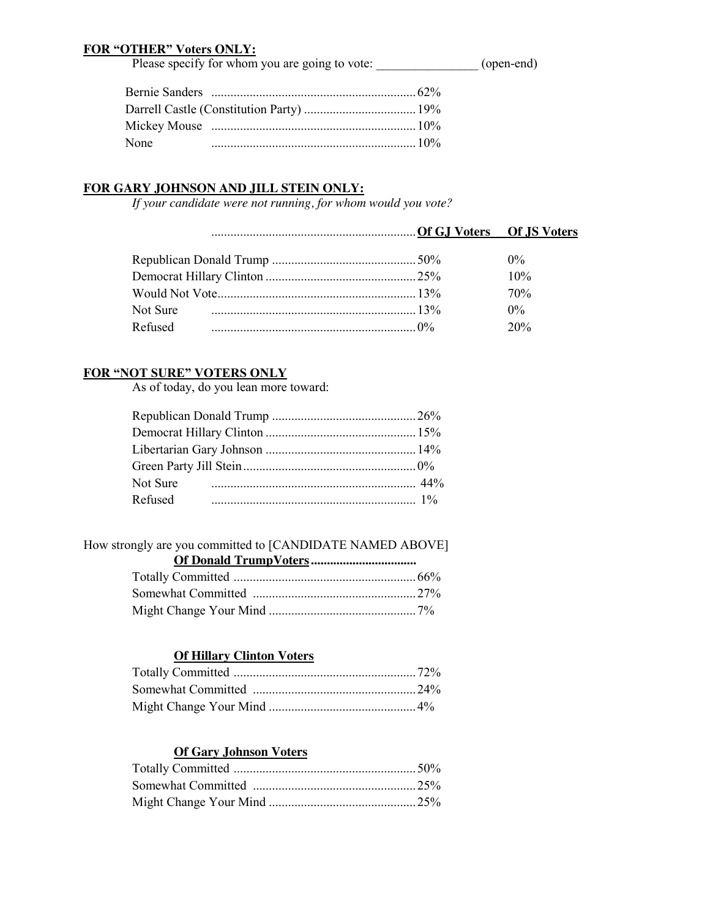**FOR "OTHER" Voters ONLY:**

Please specify for whom you are going to vote: _______________ (open-end)

| | |
|---|---|
| Bernie Sanders | 62% |
| Darrell Castle (Constitution Party) | 19% |
| Mickey Mouse | 10% |
| None | 10% |

**FOR GARY JOHNSON AND JILL STEIN ONLY:**

*If your candidate were not running, for whom would you vote?*

| | Of GJ Voters | Of JS Voters |
|---|---|---|
| Republican Donald Trump | 50% | 0% |
| Democrat Hillary Clinton | 25% | 10% |
| Would Not Vote | 13% | 70% |
| Not Sure | 13% | 0% |
| Refused | 0% | 20% |

**FOR "NOT SURE" VOTERS ONLY**

As of today, do you lean more toward:

| | |
|---|---|
| Republican Donald Trump | 26% |
| Democrat Hillary Clinton | 15% |
| Libertarian Gary Johnson | 14% |
| Green Party Jill Stein | 0% |
| Not Sure | 44% |
| Refused | 1% |

How strongly are you committed to [CANDIDATE NAMED ABOVE]

**Of Donald TrumpVoters**

| | |
|---|---|
| Totally Committed | 66% |
| Somewhat Committed | 27% |
| Might Change Your Mind | 7% |

**Of Hillary Clinton Voters**

| | |
|---|---|
| Totally Committed | 72% |
| Somewhat Committed | 24% |
| Might Change Your Mind | 4% |

**Of Gary Johnson Voters**

| | |
|---|---|
| Totally Committed | 50% |
| Somewhat Committed | 25% |
| Might Change Your Mind | 25% |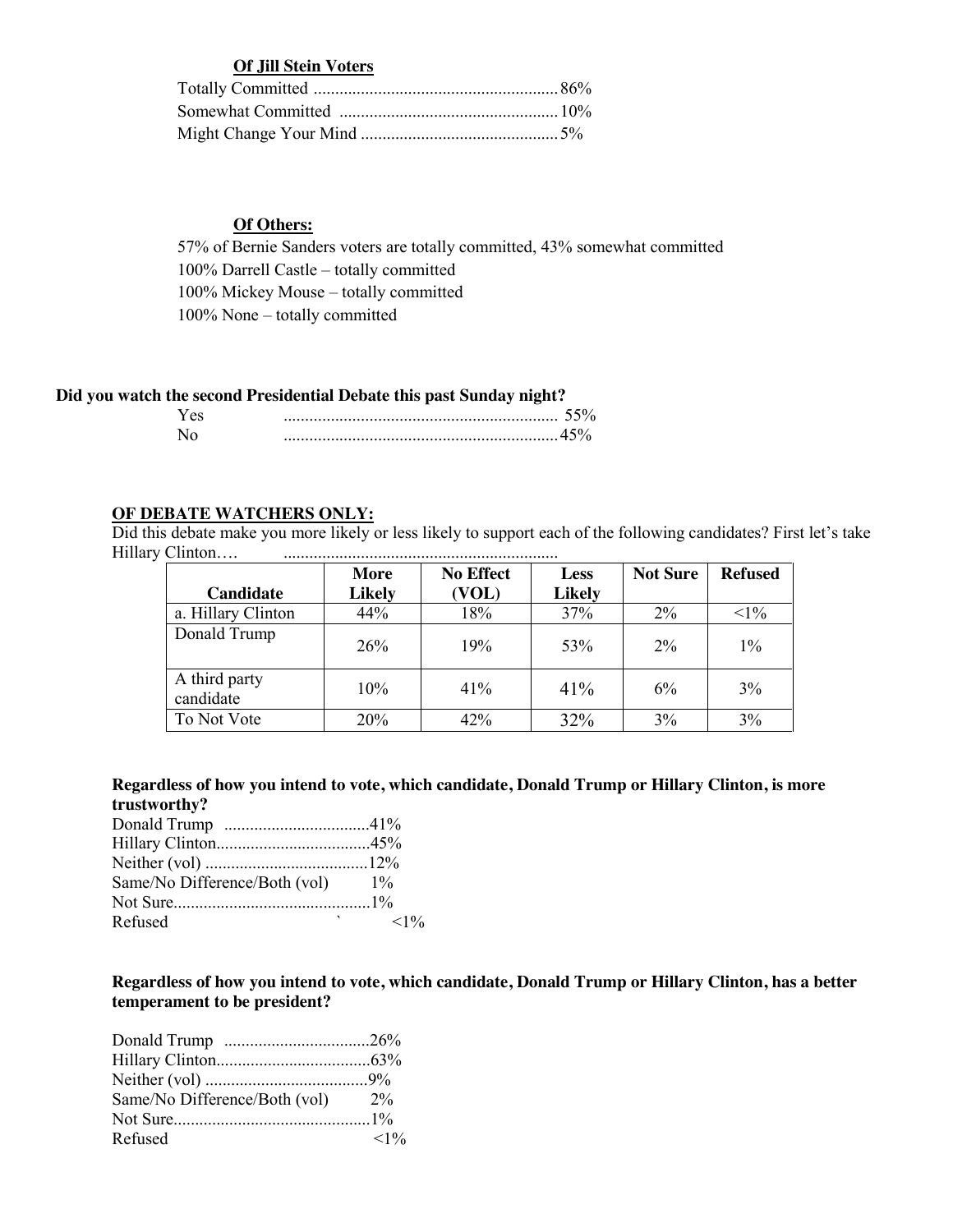**Of Jill Stein Voters**

Totally Committed ......................................................... 86%
Somewhat Committed ................................................... 10%
Might Change Your Mind ............................................. 5%

**Of Others:**

57% of Bernie Sanders voters are totally committed, 43% somewhat committed
100% Darrell Castle – totally committed
100% Mickey Mouse – totally committed
100% None – totally committed

**Did you watch the second Presidential Debate this past Sunday night?**

Yes ............................................................... 55%
No ............................................................... 45%

**OF DEBATE WATCHERS ONLY:**

Did this debate make you more likely or less likely to support each of the following candidates? First let's take Hillary Clinton…. ................................................................

| Candidate | More Likely | No Effect (VOL) | Less Likely | Not Sure | Refused |
|---|---|---|---|---|---|
| a. Hillary Clinton | 44% | 18% | 37% | 2% | <1% |
| Donald Trump | 26% | 19% | 53% | 2% | 1% |
| A third party candidate | 10% | 41% | 41% | 6% | 3% |
| To Not Vote | 20% | 42% | 32% | 3% | 3% |

**Regardless of how you intend to vote, which candidate, Donald Trump or Hillary Clinton, is more trustworthy?**

Donald Trump ..................................41%
Hillary Clinton....................................45%
Neither (vol) ......................................12%
Same/No Difference/Both (vol) 1%
Not Sure..............................................1%
Refused <1%

**Regardless of how you intend to vote, which candidate, Donald Trump or Hillary Clinton, has a better temperament to be president?**

Donald Trump ..................................26%
Hillary Clinton....................................63%
Neither (vol) ......................................9%
Same/No Difference/Both (vol) 2%
Not Sure..............................................1%
Refused <1%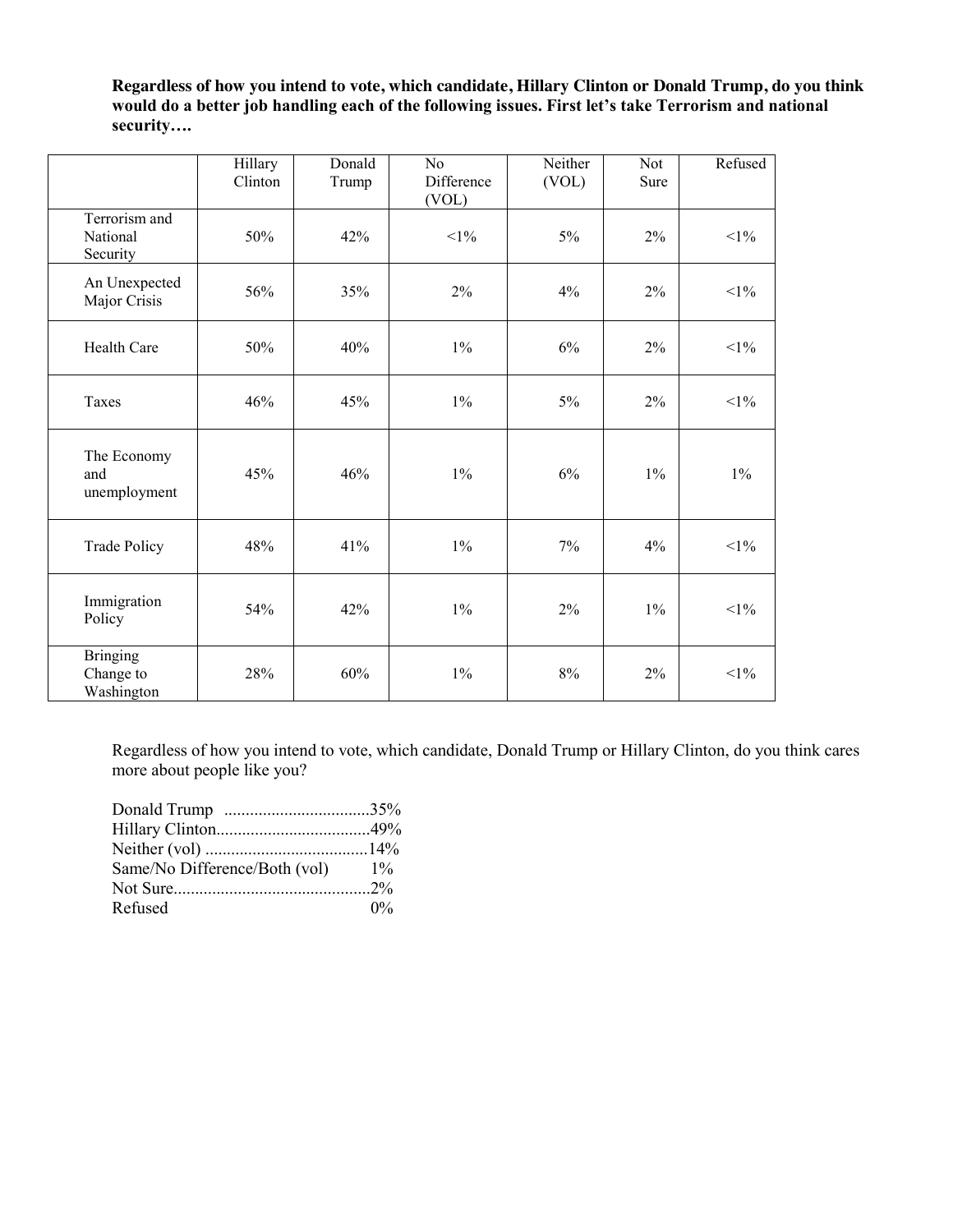**Regardless of how you intend to vote, which candidate, Hillary Clinton or Donald Trump, do you think would do a better job handling each of the following issues. First let's take Terrorism and national security….**

| | Hillary Clinton | Donald Trump | No Difference (VOL) | Neither (VOL) | Not Sure | Refused |
|---|---|---|---|---|---|---|
| Terrorism and National Security | 50% | 42% | <1% | 5% | 2% | <1% |
| An Unexpected Major Crisis | 56% | 35% | 2% | 4% | 2% | <1% |
| Health Care | 50% | 40% | 1% | 6% | 2% | <1% |
| Taxes | 46% | 45% | 1% | 5% | 2% | <1% |
| The Economy and unemployment | 45% | 46% | 1% | 6% | 1% | 1% |
| Trade Policy | 48% | 41% | 1% | 7% | 4% | <1% |
| Immigration Policy | 54% | 42% | 1% | 2% | 1% | <1% |
| Bringing Change to Washington | 28% | 60% | 1% | 8% | 2% | <1% |

Regardless of how you intend to vote, which candidate, Donald Trump or Hillary Clinton, do you think cares more about people like you?

Donald Trump ..................................35%
Hillary Clinton....................................49%
Neither (vol) ......................................14%
Same/No Difference/Both (vol) 1%
Not Sure.............................................2%
Refused 0%